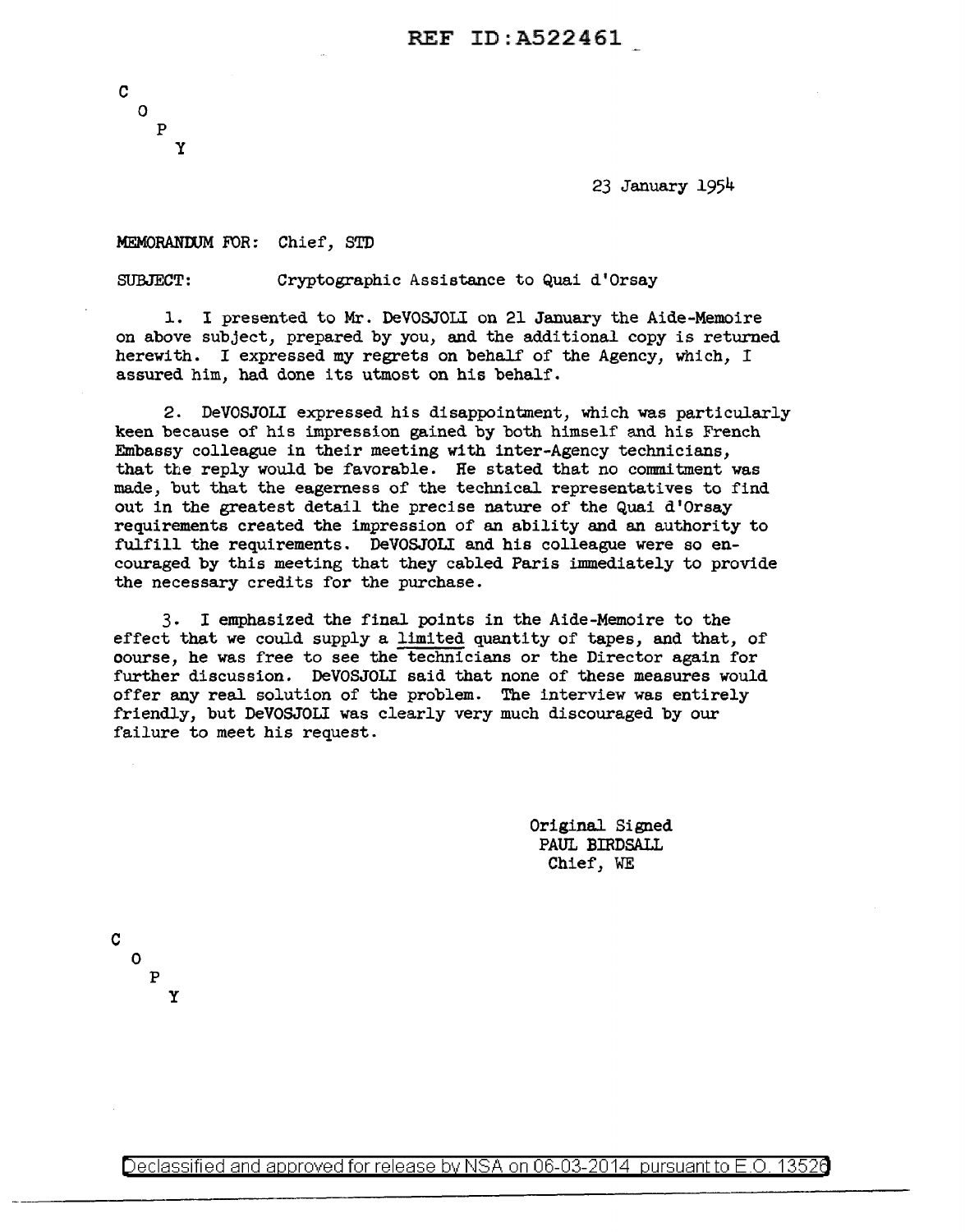REF ID:A522461

C
O
P
Y

23 January 1954

MEMORANDUM FOR: Chief, STD

SUBJECT: Cryptographic Assistance to Quai d'Orsay

1. I presented to Mr. DeVOSJOLI on 21 January the Aide-Memoire on above subject, prepared by you, and the additional copy is returned herewith. I expressed my regrets on behalf of the Agency, which, I assured him, had done its utmost on his behalf.

2. DeVOSJOLI expressed his disappointment, which was particularly keen because of his impression gained by both himself and his French Embassy colleague in their meeting with inter-Agency technicians, that the reply would be favorable. He stated that no commitment was made, but that the eagerness of the technical representatives to find out in the greatest detail the precise nature of the Quai d'Orsay requirements created the impression of an ability and an authority to fulfill the requirements. DeVOSJOLI and his colleague were so encouraged by this meeting that they cabled Paris immediately to provide the necessary credits for the purchase.

3. I emphasized the final points in the Aide-Memoire to the effect that we could supply a limited quantity of tapes, and that, of oourse, he was free to see the technicians or the Director again for further discussion. DeVOSJOLI said that none of these measures would offer any real solution of the problem. The interview was entirely friendly, but DeVOSJOLI was clearly very much discouraged by our failure to meet his request.

Original Signed
PAUL BIRDSALL
Chief, WE

C
O
P
Y

Declassified and approved for release by NSA on 06-03-2014 pursuant to E.O. 13526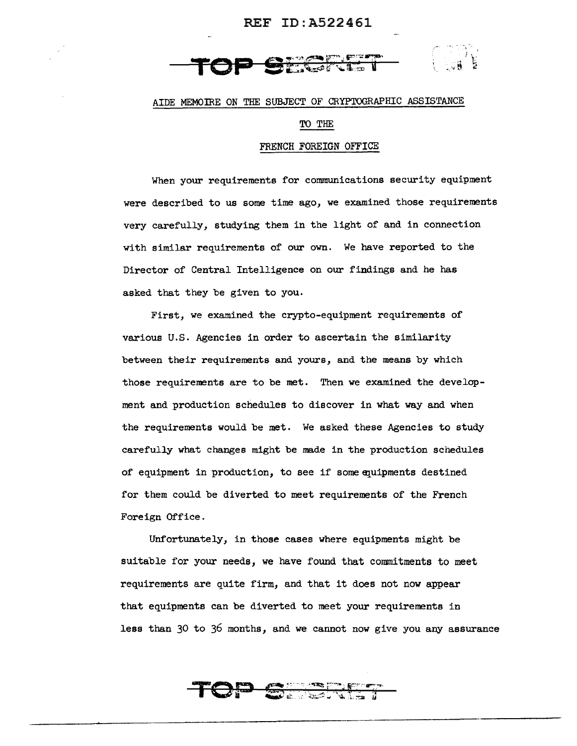AIDE MEMOIRE ON THE SUBJECT OF CRYPTOGRAPHIC ASSISTANCE

TO THE

FRENCH FOREIGN OFFICE

When your requirements for communications security equipment were described to us some time ago, we examined those requirements very carefully, studying them in the light of and in connection with similar requirements of our own. We have reported to the Director of Central Intelligence on our findings and he has asked that they be given to you.

First, we examined the crypto-equipment requirements of various U.S. Agencies in order to ascertain the similarity between their requirements and yours, and the means by which those requirements are to be met. Then we examined the development and production schedules to discover in what way and when the requirements would be met. We asked these Agencies to study carefully what changes might be made in the production schedules of equipment in production, to see if some equipments destined for them could be diverted to meet requirements of the French Foreign Office.

Unfortunately, in those cases where equipments might be suitable for your needs, we have found that commitments to meet requirements are quite firm, and that it does not now appear that equipments can be diverted to meet your requirements in less than 30 to 36 months, and we cannot now give you any assurance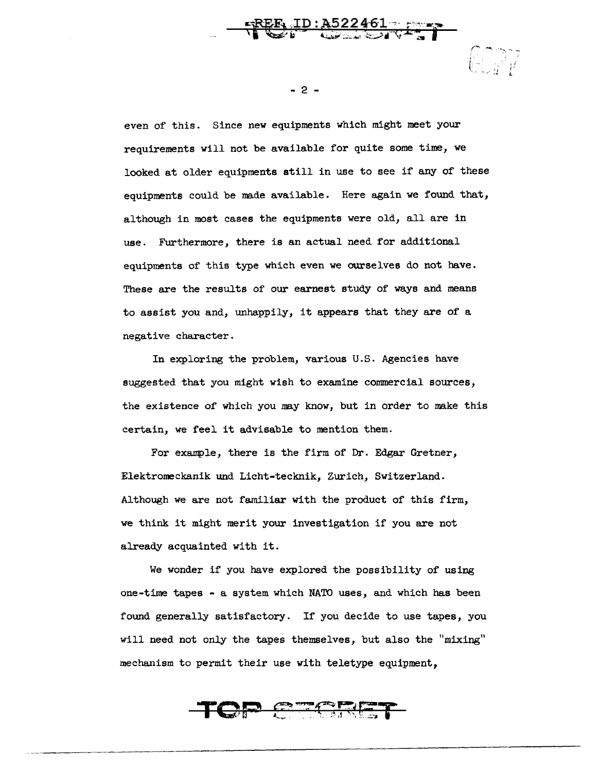even of this. Since new equipments which might meet your requirements will not be available for quite some time, we looked at older equipments still in use to see if any of these equipments could be made available. Here again we found that, although in most cases the equipments were old, all are in use. Furthermore, there is an actual need for additional equipments of this type which even we ourselves do not have. These are the results of our earnest study of ways and means to assist you and, unhappily, it appears that they are of a negative character.

In exploring the problem, various U.S. Agencies have suggested that you might wish to examine commercial sources, the existence of which you may know, but in order to make this certain, we feel it advisable to mention them.

For example, there is the firm of Dr. Edgar Gretner, Elektromeckanik und Licht-tecknik, Zurich, Switzerland. Although we are not familiar with the product of this firm, we think it might merit your investigation if you are not already acquainted with it.

We wonder if you have explored the possibility of using one-time tapes - a system which NATO uses, and which has been found generally satisfactory. If you decide to use tapes, you will need not only the tapes themselves, but also the "mixing" mechanism to permit their use with teletype equipment,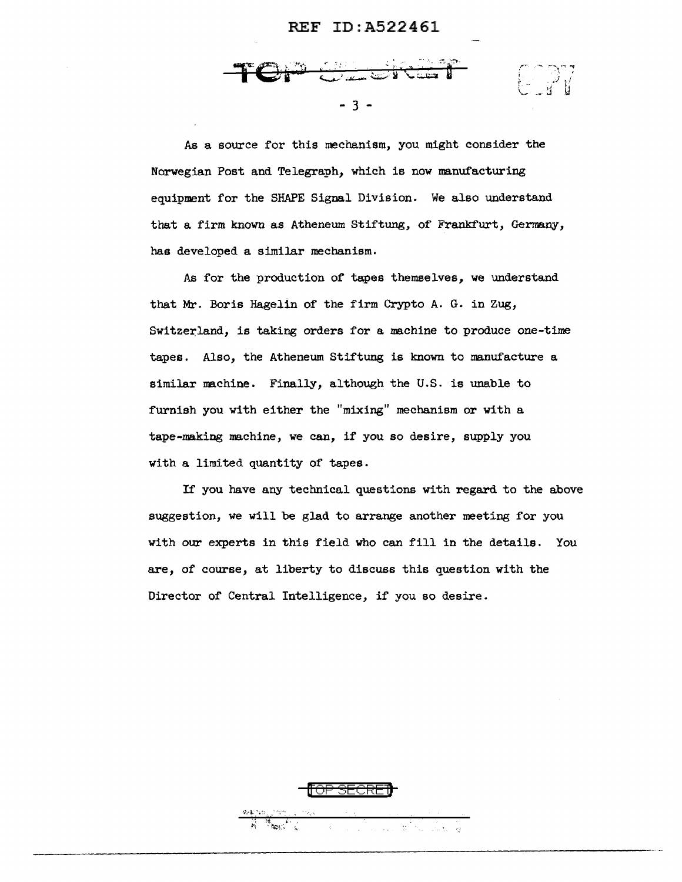REF ID:A522461

~~TOP SECRET~~

COPY

As a source for this mechanism, you might consider the Norwegian Post and Telegraph, which is now manufacturing equipment for the SHAPE Signal Division. We also understand that a firm known as Atheneum Stiftung, of Frankfurt, Germany, has developed a similar mechanism.

As for the production of tapes themselves, we understand that Mr. Boris Hagelin of the firm Crypto A. G. in Zug, Switzerland, is taking orders for a machine to produce one-time tapes. Also, the Atheneum Stiftung is known to manufacture a similar machine. Finally, although the U.S. is unable to furnish you with either the "mixing" mechanism or with a tape-making machine, we can, if you so desire, supply you with a limited quantity of tapes.

If you have any technical questions with regard to the above suggestion, we will be glad to arrange another meeting for you with our experts in this field who can fill in the details. You are, of course, at liberty to discuss this question with the Director of Central Intelligence, if you so desire.

~~TOP SECRET~~